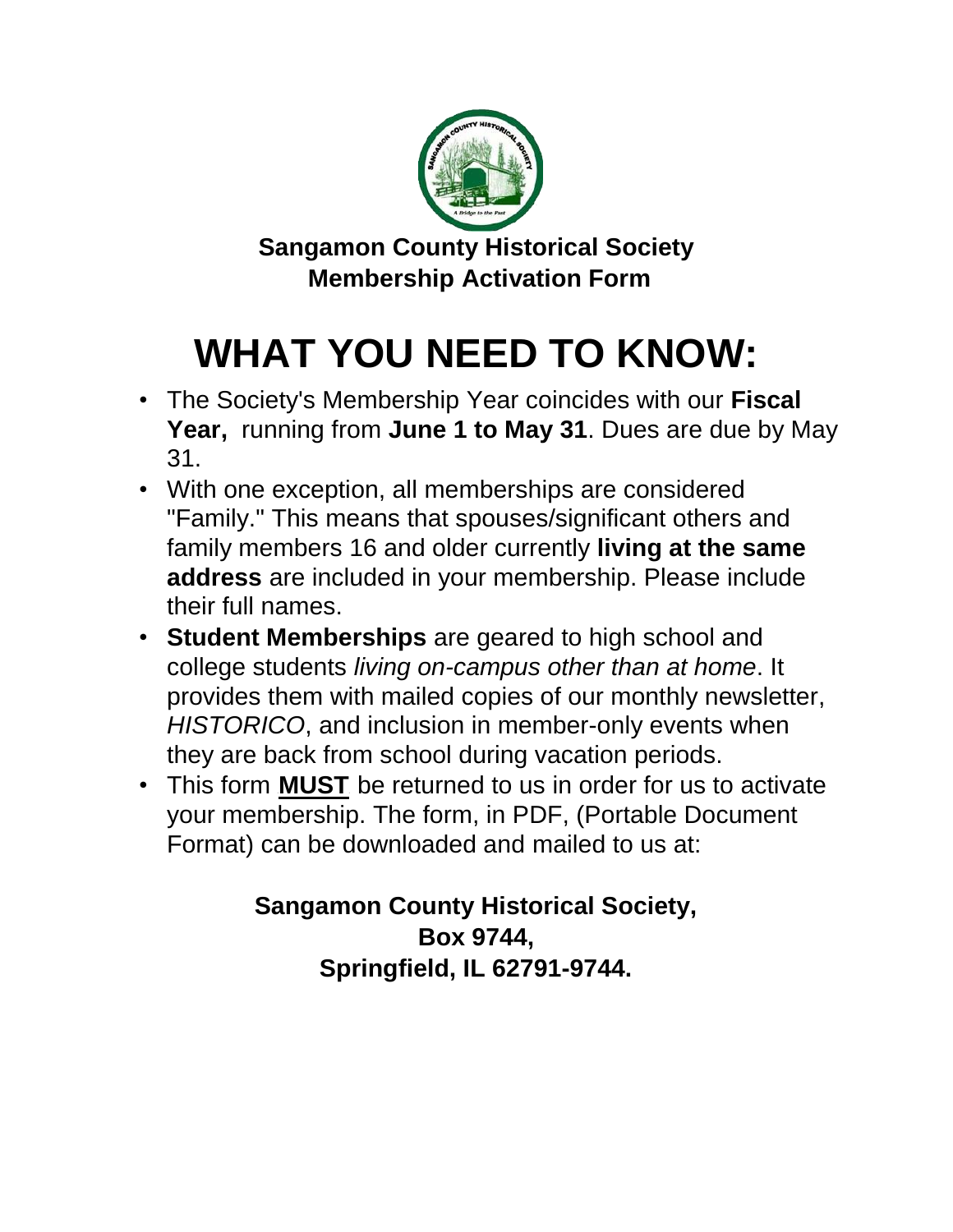**Sangamon County Historical Society**
**Membership Activation Form**

# WHAT YOU NEED TO KNOW:

- The Society's Membership Year coincides with our **Fiscal Year,** running from **June 1 to May 31**. Dues are due by May 31.
- With one exception, all memberships are considered "Family." This means that spouses/significant others and family members 16 and older currently **living at the same address** are included in your membership. Please include their full names.
- **Student Memberships** are geared to high school and college students *living on-campus other than at home*. It provides them with mailed copies of our monthly newsletter, *HISTORICO*, and inclusion in member-only events when they are back from school during vacation periods.
- This form **MUST** be returned to us in order for us to activate your membership. The form, in PDF, (Portable Document Format) can be downloaded and mailed to us at:

**Sangamon County Historical Society,**
**Box 9744,**
**Springfield, IL 62791-9744.**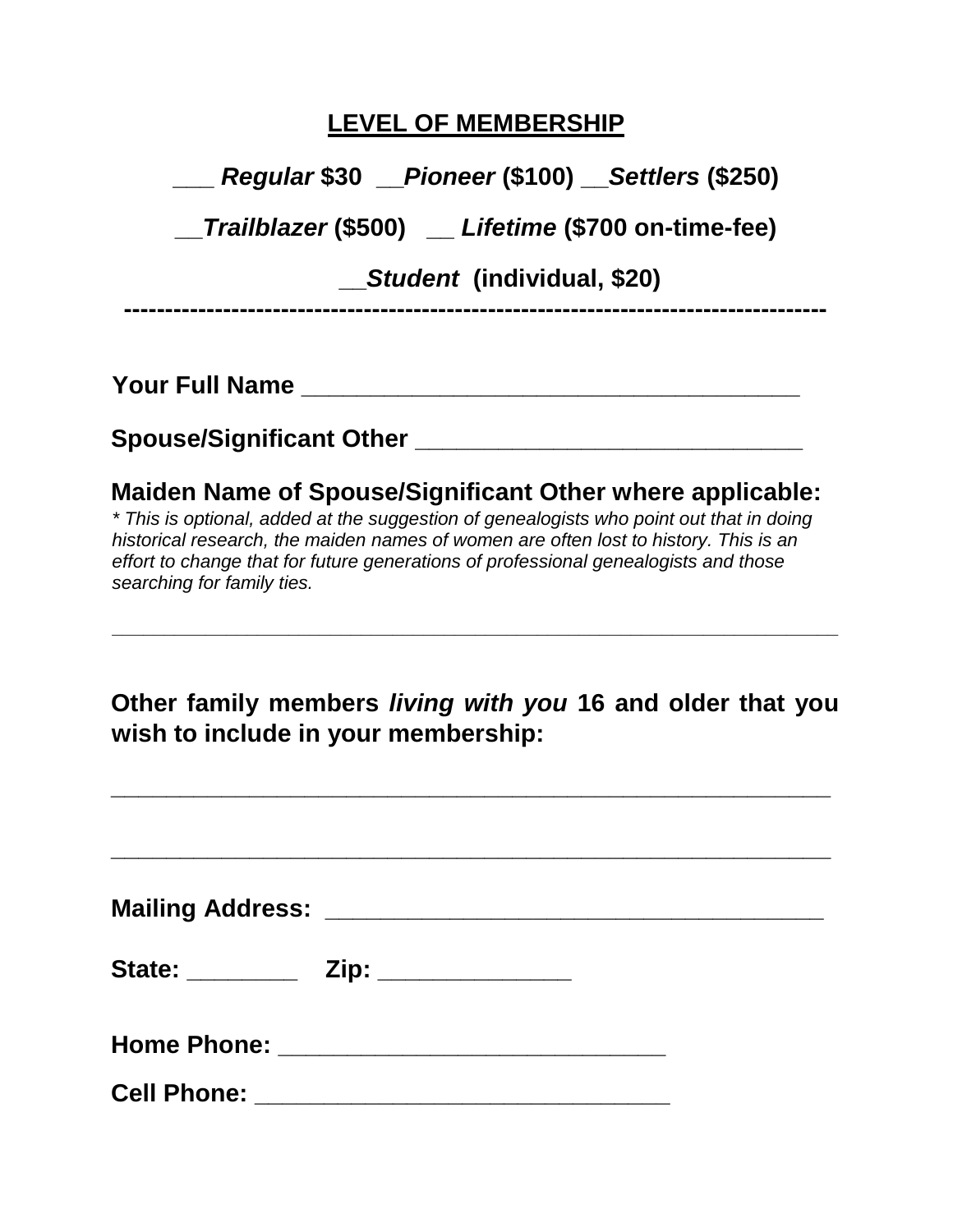**LEVEL OF MEMBERSHIP**

**___ *Regular* $30 __*Pioneer* ($100) __*Settlers* ($250)**

**__*Trailblazer* ($500) __ *Lifetime* ($700 on-time-fee)**

**__*Student* (individual, $20)**

**--------------------------------------------------------------------------------**

**Your Full Name** ____________________________________

**Spouse/Significant Other** ____________________________

**Maiden Name of Spouse/Significant Other where applicable:**

*\* This is optional, added at the suggestion of genealogists who point out that in doing historical research, the maiden names of women are often lost to history. This is an effort to change that for future generations of professional genealogists and those searching for family ties.*

____________________________________________________________

**Other family members *living with you* 16 and older that you wish to include in your membership:**

____________________________________________________________

____________________________________________________________

**Mailing Address:** ____________________________________

**State:** ________ **Zip:** ______________

**Home Phone:** _____________________________

**Cell Phone:** ______________________________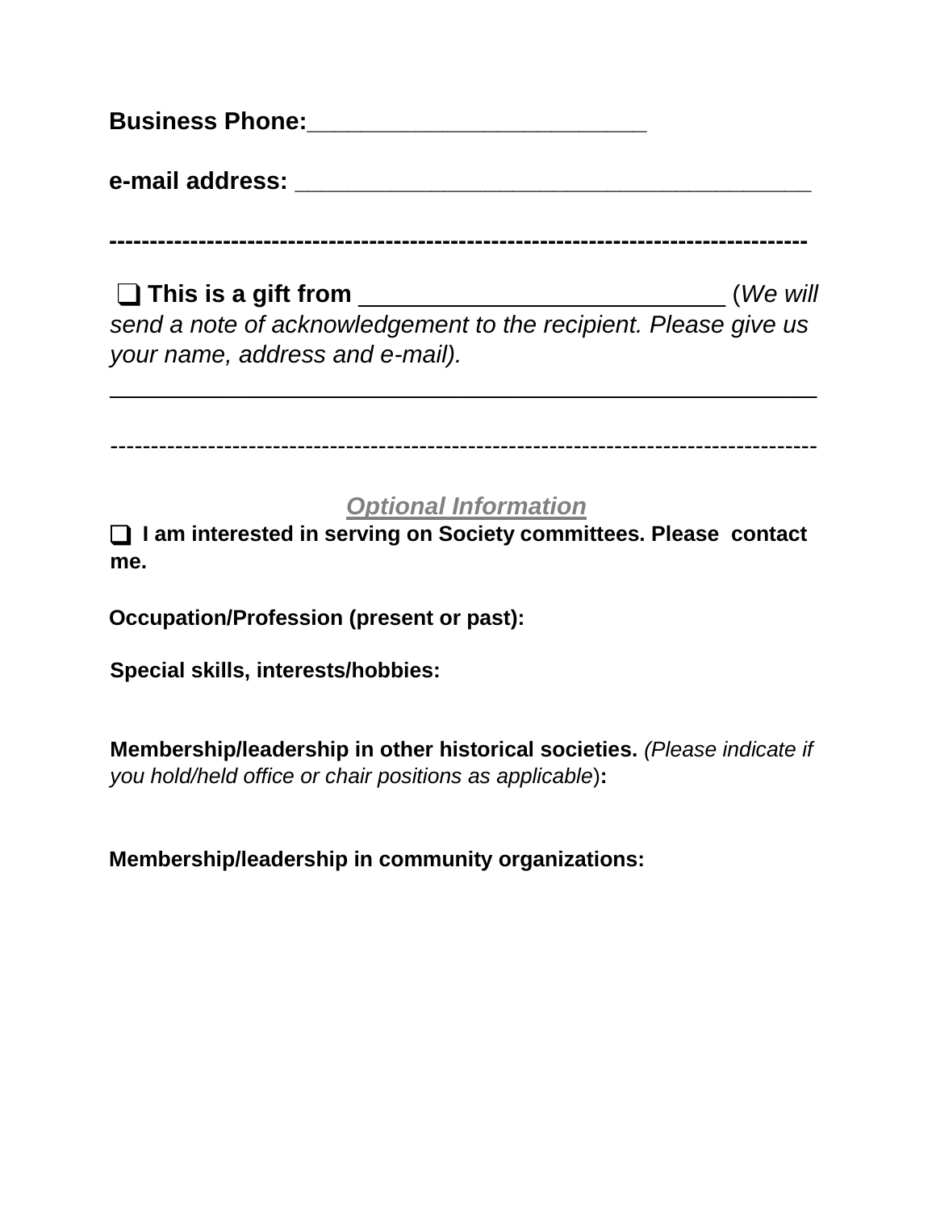**Business Phone:**________________________

**e-mail address:** ____________________________________

---

❑ **This is a gift from** __________________________ (*We will send a note of acknowledgement to the recipient. Please give us your name, address and e-mail).*

________________________________________________________

---

***Optional Information***

❑ **I am interested in serving on Society committees. Please contact me.**

**Occupation/Profession (present or past):**

**Special skills, interests/hobbies:**

**Membership/leadership in other historical societies.** *(Please indicate if you hold/held office or chair positions as applicable*)**:**

**Membership/leadership in community organizations:**